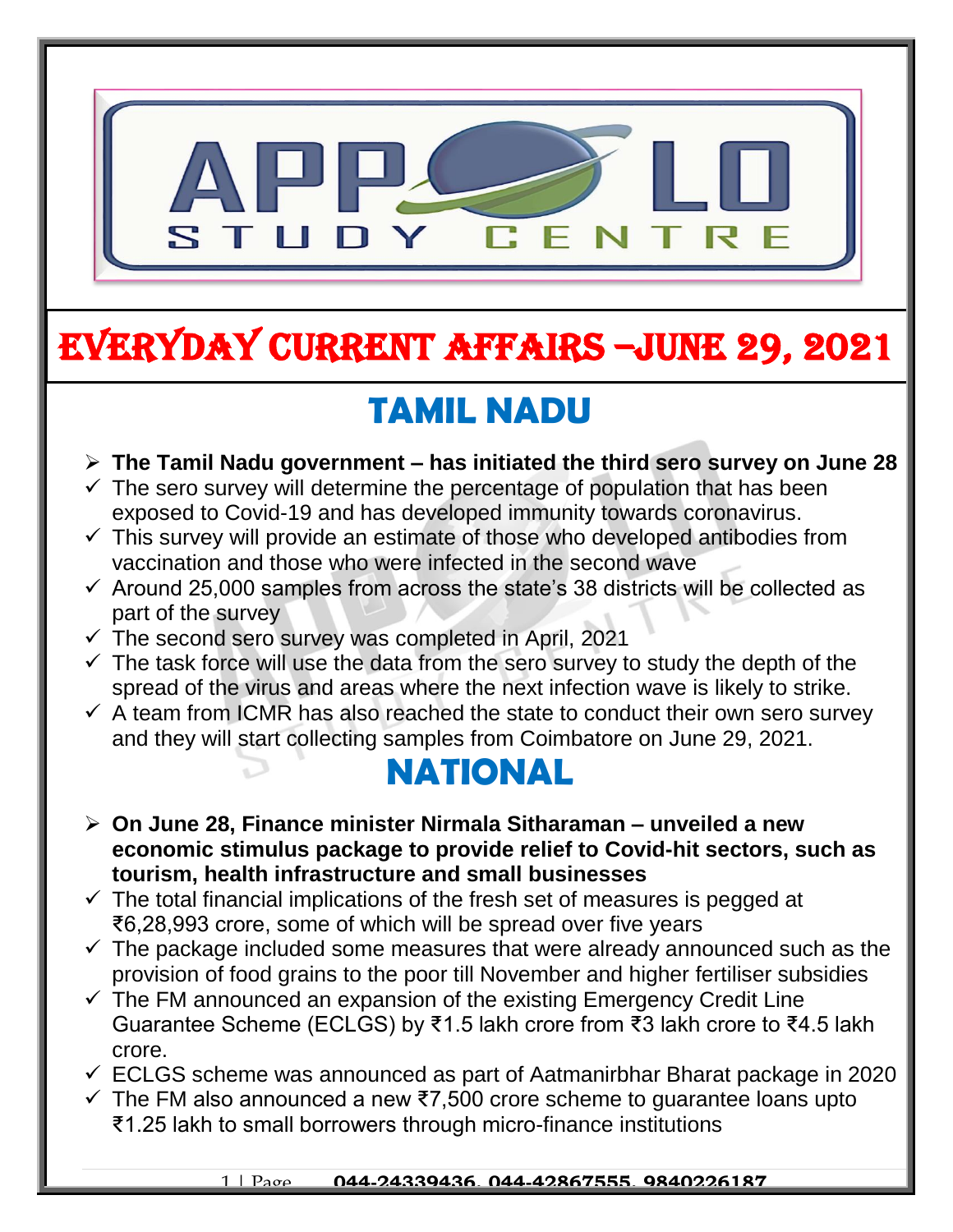# EVERYDAY CURRENT AFFAIRS –JUNE 29, 2021

## TAMIL NADU

- **The Tamil Nadu government – has initiated the third sero survey on June 28**
- ✓ The sero survey will determine the percentage of population that has been exposed to Covid-19 and has developed immunity towards coronavirus.
- ✓ This survey will provide an estimate of those who developed antibodies from vaccination and those who were infected in the second wave
- ✓ Around 25,000 samples from across the state's 38 districts will be collected as part of the survey
- ✓ The second sero survey was completed in April, 2021
- ✓ The task force will use the data from the sero survey to study the depth of the spread of the virus and areas where the next infection wave is likely to strike.
- ✓ A team from ICMR has also reached the state to conduct their own sero survey and they will start collecting samples from Coimbatore on June 29, 2021.

## NATIONAL

- **On June 28, Finance minister Nirmala Sitharaman – unveiled a new economic stimulus package to provide relief to Covid-hit sectors, such as tourism, health infrastructure and small businesses**
- ✓ The total financial implications of the fresh set of measures is pegged at ₹6,28,993 crore, some of which will be spread over five years
- ✓ The package included some measures that were already announced such as the provision of food grains to the poor till November and higher fertiliser subsidies
- ✓ The FM announced an expansion of the existing Emergency Credit Line Guarantee Scheme (ECLGS) by ₹1.5 lakh crore from ₹3 lakh crore to ₹4.5 lakh crore.
- ✓ ECLGS scheme was announced as part of Aatmanirbhar Bharat package in 2020
- ✓ The FM also announced a new ₹7,500 crore scheme to guarantee loans upto ₹1.25 lakh to small borrowers through micro-finance institutions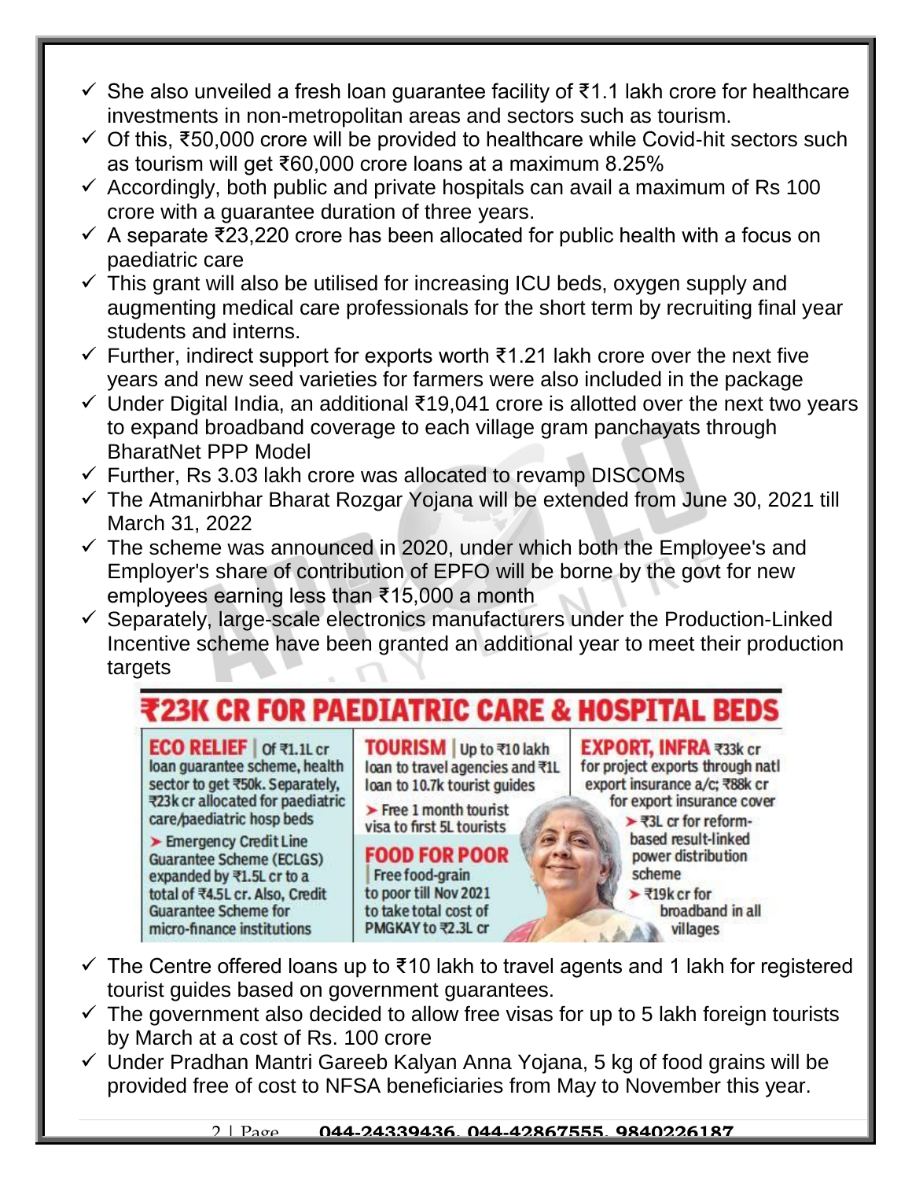- ✓ She also unveiled a fresh loan guarantee facility of ₹1.1 lakh crore for healthcare investments in non-metropolitan areas and sectors such as tourism.
- ✓ Of this, ₹50,000 crore will be provided to healthcare while Covid-hit sectors such as tourism will get ₹60,000 crore loans at a maximum 8.25%
- ✓ Accordingly, both public and private hospitals can avail a maximum of Rs 100 crore with a guarantee duration of three years.
- ✓ A separate ₹23,220 crore has been allocated for public health with a focus on paediatric care
- ✓ This grant will also be utilised for increasing ICU beds, oxygen supply and augmenting medical care professionals for the short term by recruiting final year students and interns.
- ✓ Further, indirect support for exports worth ₹1.21 lakh crore over the next five years and new seed varieties for farmers were also included in the package
- ✓ Under Digital India, an additional ₹19,041 crore is allotted over the next two years to expand broadband coverage to each village gram panchayats through BharatNet PPP Model
- ✓ Further, Rs 3.03 lakh crore was allocated to revamp DISCOMs
- ✓ The Atmanirbhar Bharat Rozgar Yojana will be extended from June 30, 2021 till March 31, 2022
- ✓ The scheme was announced in 2020, under which both the Employee's and Employer's share of contribution of EPFO will be borne by the govt for new employees earning less than ₹15,000 a month
- ✓ Separately, large-scale electronics manufacturers under the Production-Linked Incentive scheme have been granted an additional year to meet their production targets

## ₹23K CR FOR PAEDIATRIC CARE & HOSPITAL BEDS

**ECO RELIEF** | Of ₹1.1L cr loan guarantee scheme, health sector to get ₹50k. Separately, ₹23k cr allocated for paediatric care/paediatric hosp beds

- Emergency Credit Line Guarantee Scheme (ECLGS) expanded by ₹1.5L cr to a total of ₹4.5L cr. Also, Credit Guarantee Scheme for micro-finance institutions

**TOURISM** | Up to ₹10 lakh loan to travel agencies and ₹1L loan to 10.7k tourist guides

- Free 1 month tourist visa to first 5L tourists

**FOOD FOR POOR** | Free food-grain to poor till Nov 2021 to take total cost of PMGKAY to ₹2.3L cr

**EXPORT, INFRA** ₹33k cr for project exports through natl export insurance a/c; ₹88k cr for export insurance cover

- ₹3L cr for reform-based result-linked power distribution scheme
- ₹19k cr for broadband in all villages

- ✓ The Centre offered loans up to ₹10 lakh to travel agents and 1 lakh for registered tourist guides based on government guarantees.
- ✓ The government also decided to allow free visas for up to 5 lakh foreign tourists by March at a cost of Rs. 100 crore
- ✓ Under Pradhan Mantri Gareeb Kalyan Anna Yojana, 5 kg of food grains will be provided free of cost to NFSA beneficiaries from May to November this year.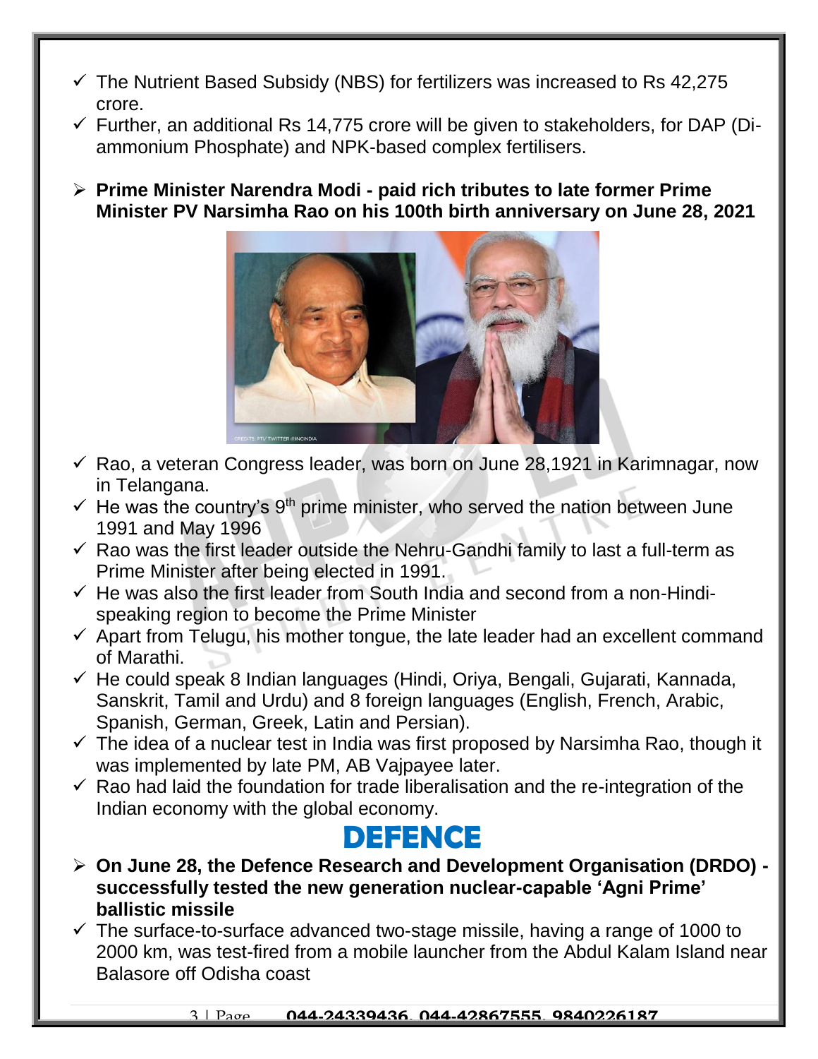- ✓ The Nutrient Based Subsidy (NBS) for fertilizers was increased to Rs 42,275 crore.
- ✓ Further, an additional Rs 14,775 crore will be given to stakeholders, for DAP (Di-ammonium Phosphate) and NPK-based complex fertilisers.

➢ **Prime Minister Narendra Modi - paid rich tributes to late former Prime Minister PV Narsimha Rao on his 100th birth anniversary on June 28, 2021**

- ✓ Rao, a veteran Congress leader, was born on June 28,1921 in Karimnagar, now in Telangana.
- ✓ He was the country's 9th prime minister, who served the nation between June 1991 and May 1996
- ✓ Rao was the first leader outside the Nehru-Gandhi family to last a full-term as Prime Minister after being elected in 1991.
- ✓ He was also the first leader from South India and second from a non-Hindi-speaking region to become the Prime Minister
- ✓ Apart from Telugu, his mother tongue, the late leader had an excellent command of Marathi.
- ✓ He could speak 8 Indian languages (Hindi, Oriya, Bengali, Gujarati, Kannada, Sanskrit, Tamil and Urdu) and 8 foreign languages (English, French, Arabic, Spanish, German, Greek, Latin and Persian).
- ✓ The idea of a nuclear test in India was first proposed by Narsimha Rao, though it was implemented by late PM, AB Vajpayee later.
- ✓ Rao had laid the foundation for trade liberalisation and the re-integration of the Indian economy with the global economy.

# DEFENCE

➢ **On June 28, the Defence Research and Development Organisation (DRDO) - successfully tested the new generation nuclear-capable 'Agni Prime' ballistic missile**

- ✓ The surface-to-surface advanced two-stage missile, having a range of 1000 to 2000 km, was test-fired from a mobile launcher from the Abdul Kalam Island near Balasore off Odisha coast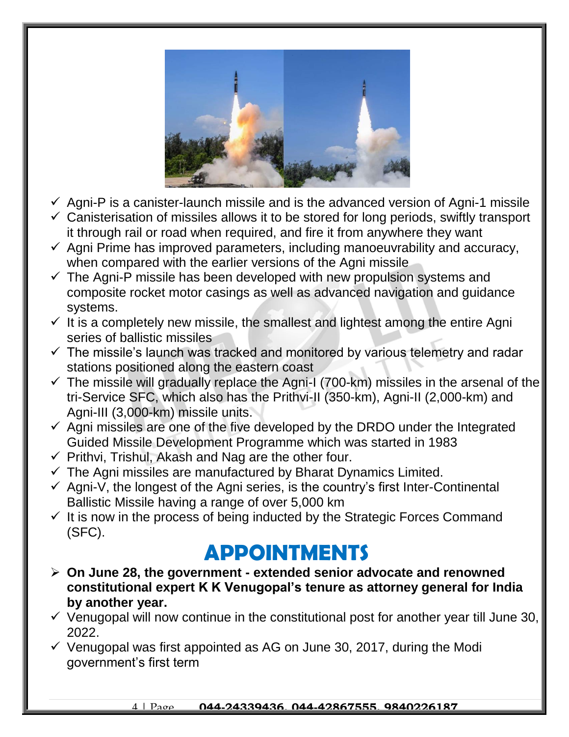- Agni-P is a canister-launch missile and is the advanced version of Agni-1 missile
- Canisterisation of missiles allows it to be stored for long periods, swiftly transport it through rail or road when required, and fire it from anywhere they want
- Agni Prime has improved parameters, including manoeuvrability and accuracy, when compared with the earlier versions of the Agni missile
- The Agni-P missile has been developed with new propulsion systems and composite rocket motor casings as well as advanced navigation and guidance systems.
- It is a completely new missile, the smallest and lightest among the entire Agni series of ballistic missiles
- The missile's launch was tracked and monitored by various telemetry and radar stations positioned along the eastern coast
- The missile will gradually replace the Agni-I (700-km) missiles in the arsenal of the tri-Service SFC, which also has the Prithvi-II (350-km), Agni-II (2,000-km) and Agni-III (3,000-km) missile units.
- Agni missiles are one of the five developed by the DRDO under the Integrated Guided Missile Development Programme which was started in 1983
- Prithvi, Trishul, Akash and Nag are the other four.
- The Agni missiles are manufactured by Bharat Dynamics Limited.
- Agni-V, the longest of the Agni series, is the country's first Inter-Continental Ballistic Missile having a range of over 5,000 km
- It is now in the process of being inducted by the Strategic Forces Command (SFC).

# APPOINTMENTS

- **On June 28, the government - extended senior advocate and renowned constitutional expert K K Venugopal's tenure as attorney general for India by another year.**
- Venugopal will now continue in the constitutional post for another year till June 30, 2022.
- Venugopal was first appointed as AG on June 30, 2017, during the Modi government's first term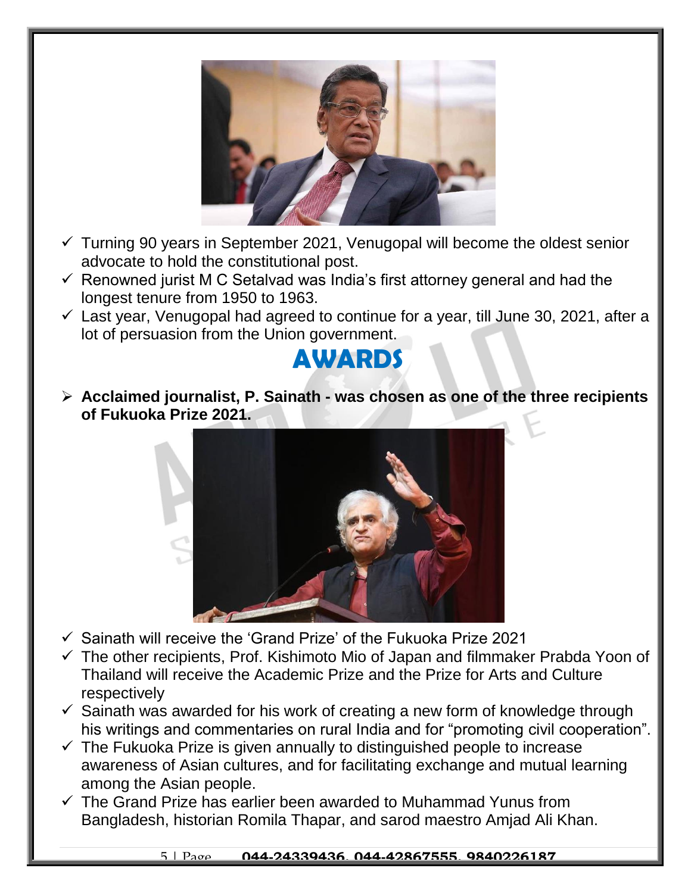- ✓ Turning 90 years in September 2021, Venugopal will become the oldest senior advocate to hold the constitutional post.
- ✓ Renowned jurist M C Setalvad was India's first attorney general and had the longest tenure from 1950 to 1963.
- ✓ Last year, Venugopal had agreed to continue for a year, till June 30, 2021, after a lot of persuasion from the Union government.

## AWARDS

- **Acclaimed journalist, P. Sainath - was chosen as one of the three recipients of Fukuoka Prize 2021.**

- ✓ Sainath will receive the 'Grand Prize' of the Fukuoka Prize 2021
- ✓ The other recipients, Prof. Kishimoto Mio of Japan and filmmaker Prabda Yoon of Thailand will receive the Academic Prize and the Prize for Arts and Culture respectively
- ✓ Sainath was awarded for his work of creating a new form of knowledge through his writings and commentaries on rural India and for "promoting civil cooperation".
- ✓ The Fukuoka Prize is given annually to distinguished people to increase awareness of Asian cultures, and for facilitating exchange and mutual learning among the Asian people.
- ✓ The Grand Prize has earlier been awarded to Muhammad Yunus from Bangladesh, historian Romila Thapar, and sarod maestro Amjad Ali Khan.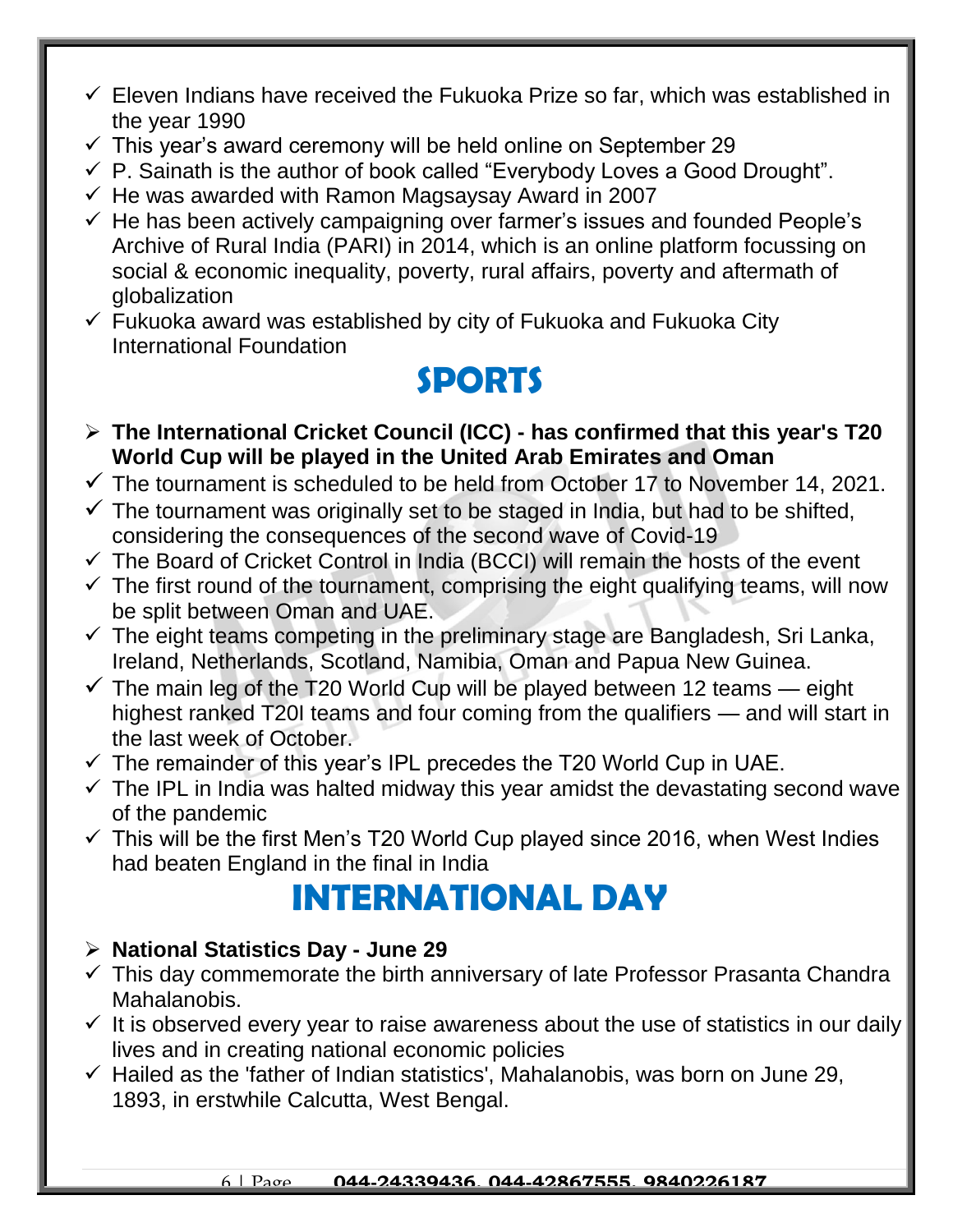- ✓ Eleven Indians have received the Fukuoka Prize so far, which was established in the year 1990
- ✓ This year's award ceremony will be held online on September 29
- ✓ P. Sainath is the author of book called "Everybody Loves a Good Drought".
- ✓ He was awarded with Ramon Magsaysay Award in 2007
- ✓ He has been actively campaigning over farmer's issues and founded People's Archive of Rural India (PARI) in 2014, which is an online platform focussing on social & economic inequality, poverty, rural affairs, poverty and aftermath of globalization
- ✓ Fukuoka award was established by city of Fukuoka and Fukuoka City International Foundation

# SPORTS

- **The International Cricket Council (ICC) - has confirmed that this year's T20 World Cup will be played in the United Arab Emirates and Oman**
- ✓ The tournament is scheduled to be held from October 17 to November 14, 2021.
- ✓ The tournament was originally set to be staged in India, but had to be shifted, considering the consequences of the second wave of Covid-19
- ✓ The Board of Cricket Control in India (BCCI) will remain the hosts of the event
- ✓ The first round of the tournament, comprising the eight qualifying teams, will now be split between Oman and UAE.
- ✓ The eight teams competing in the preliminary stage are Bangladesh, Sri Lanka, Ireland, Netherlands, Scotland, Namibia, Oman and Papua New Guinea.
- ✓ The main leg of the T20 World Cup will be played between 12 teams — eight highest ranked T20I teams and four coming from the qualifiers — and will start in the last week of October.
- ✓ The remainder of this year's IPL precedes the T20 World Cup in UAE.
- ✓ The IPL in India was halted midway this year amidst the devastating second wave of the pandemic
- ✓ This will be the first Men's T20 World Cup played since 2016, when West Indies had beaten England in the final in India

# INTERNATIONAL DAY

- **National Statistics Day - June 29**
- ✓ This day commemorate the birth anniversary of late Professor Prasanta Chandra Mahalanobis.
- ✓ It is observed every year to raise awareness about the use of statistics in our daily lives and in creating national economic policies
- ✓ Hailed as the 'father of Indian statistics', Mahalanobis, was born on June 29, 1893, in erstwhile Calcutta, West Bengal.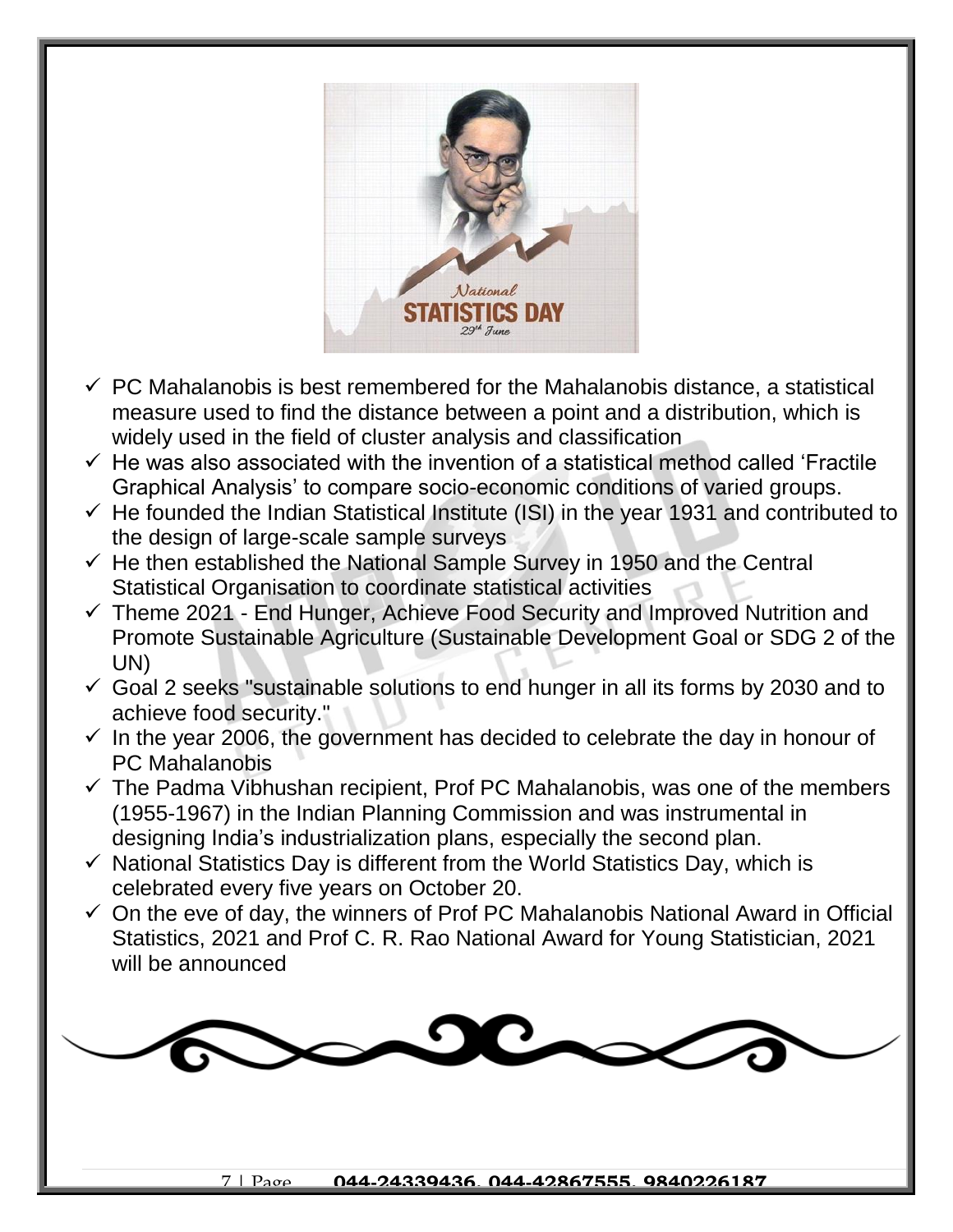- PC Mahalanobis is best remembered for the Mahalanobis distance, a statistical measure used to find the distance between a point and a distribution, which is widely used in the field of cluster analysis and classification
- He was also associated with the invention of a statistical method called 'Fractile Graphical Analysis' to compare socio-economic conditions of varied groups.
- He founded the Indian Statistical Institute (ISI) in the year 1931 and contributed to the design of large-scale sample surveys
- He then established the National Sample Survey in 1950 and the Central Statistical Organisation to coordinate statistical activities
- Theme 2021 - End Hunger, Achieve Food Security and Improved Nutrition and Promote Sustainable Agriculture (Sustainable Development Goal or SDG 2 of the UN)
- Goal 2 seeks "sustainable solutions to end hunger in all its forms by 2030 and to achieve food security."
- In the year 2006, the government has decided to celebrate the day in honour of PC Mahalanobis
- The Padma Vibhushan recipient, Prof PC Mahalanobis, was one of the members (1955-1967) in the Indian Planning Commission and was instrumental in designing India's industrialization plans, especially the second plan.
- National Statistics Day is different from the World Statistics Day, which is celebrated every five years on October 20.
- On the eve of day, the winners of Prof PC Mahalanobis National Award in Official Statistics, 2021 and Prof C. R. Rao National Award for Young Statistician, 2021 will be announced